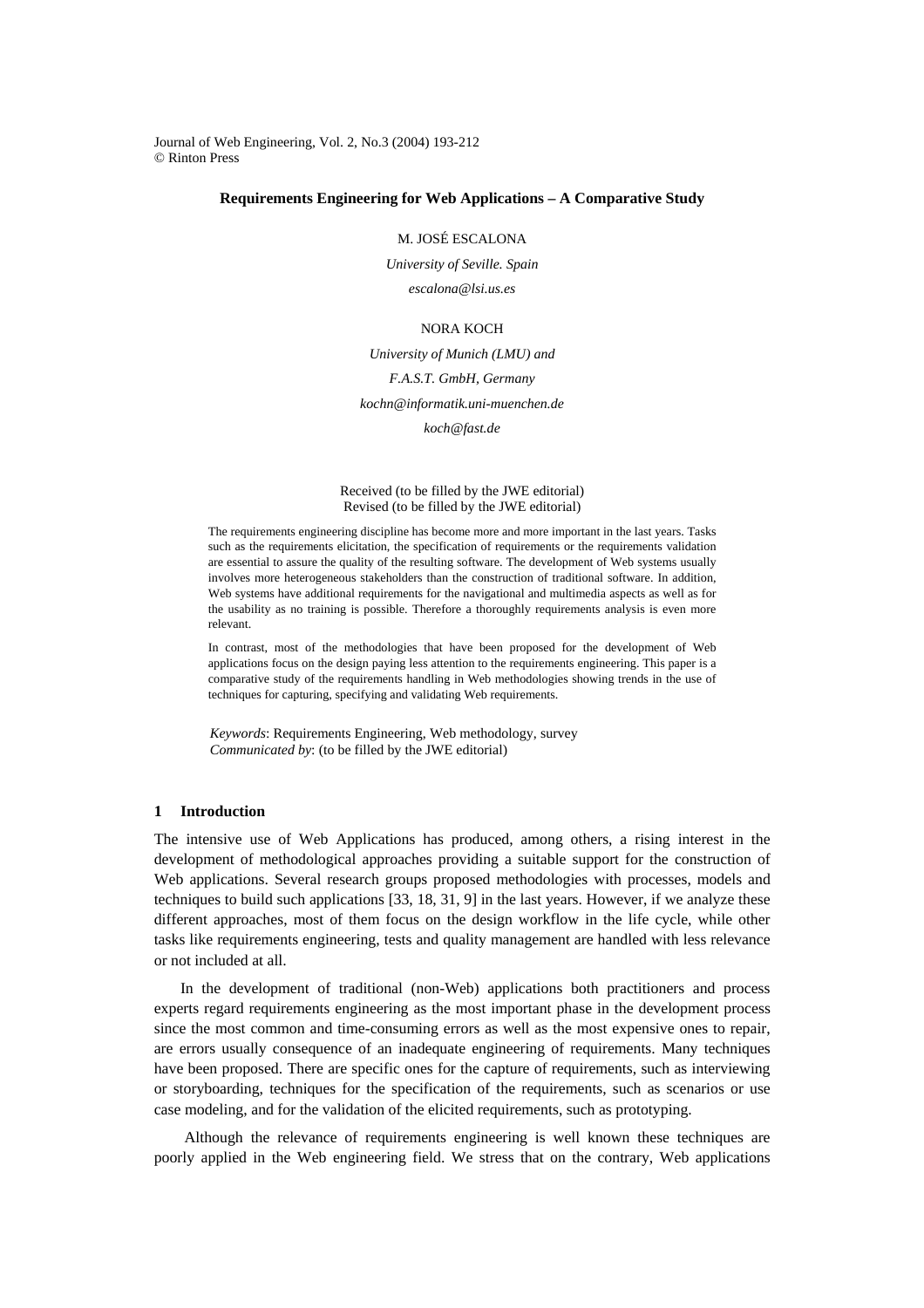Journal of Web Engineering, Vol. 2, No.3 (2004) 193-212
© Rinton Press

# Requirements Engineering for Web Applications – A Comparative Study

M. JOSÉ ESCALONA

*University of Seville. Spain*

*escalona@lsi.us.es*

NORA KOCH

*University of Munich (LMU) and*

*F.A.S.T. GmbH, Germany*

*kochn@informatik.uni-muenchen.de*

*koch@fast.de*

Received (to be filled by the JWE editorial)
Revised (to be filled by the JWE editorial)

The requirements engineering discipline has become more and more important in the last years. Tasks such as the requirements elicitation, the specification of requirements or the requirements validation are essential to assure the quality of the resulting software. The development of Web systems usually involves more heterogeneous stakeholders than the construction of traditional software. In addition, Web systems have additional requirements for the navigational and multimedia aspects as well as for the usability as no training is possible. Therefore a thoroughly requirements analysis is even more relevant.

In contrast, most of the methodologies that have been proposed for the development of Web applications focus on the design paying less attention to the requirements engineering. This paper is a comparative study of the requirements handling in Web methodologies showing trends in the use of techniques for capturing, specifying and validating Web requirements.

*Keywords*: Requirements Engineering, Web methodology, survey
*Communicated by*: (to be filled by the JWE editorial)

## 1 Introduction

The intensive use of Web Applications has produced, among others, a rising interest in the development of methodological approaches providing a suitable support for the construction of Web applications. Several research groups proposed methodologies with processes, models and techniques to build such applications [33, 18, 31, 9] in the last years. However, if we analyze these different approaches, most of them focus on the design workflow in the life cycle, while other tasks like requirements engineering, tests and quality management are handled with less relevance or not included at all.

In the development of traditional (non-Web) applications both practitioners and process experts regard requirements engineering as the most important phase in the development process since the most common and time-consuming errors as well as the most expensive ones to repair, are errors usually consequence of an inadequate engineering of requirements. Many techniques have been proposed. There are specific ones for the capture of requirements, such as interviewing or storyboarding, techniques for the specification of the requirements, such as scenarios or use case modeling, and for the validation of the elicited requirements, such as prototyping.

Although the relevance of requirements engineering is well known these techniques are poorly applied in the Web engineering field. We stress that on the contrary, Web applications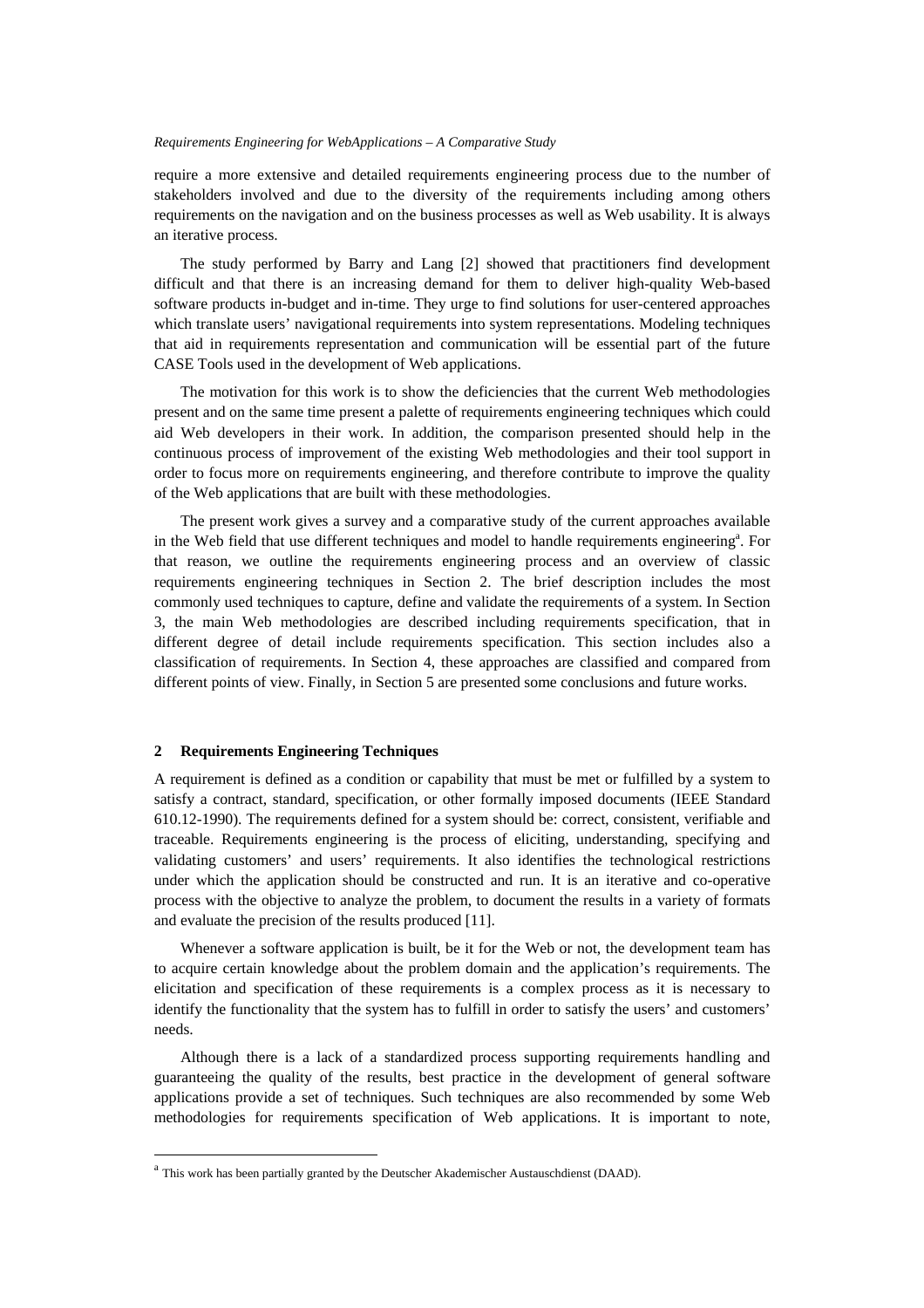require a more extensive and detailed requirements engineering process due to the number of stakeholders involved and due to the diversity of the requirements including among others requirements on the navigation and on the business processes as well as Web usability. It is always an iterative process.

The study performed by Barry and Lang [2] showed that practitioners find development difficult and that there is an increasing demand for them to deliver high-quality Web-based software products in-budget and in-time. They urge to find solutions for user-centered approaches which translate users' navigational requirements into system representations. Modeling techniques that aid in requirements representation and communication will be essential part of the future CASE Tools used in the development of Web applications.

The motivation for this work is to show the deficiencies that the current Web methodologies present and on the same time present a palette of requirements engineering techniques which could aid Web developers in their work. In addition, the comparison presented should help in the continuous process of improvement of the existing Web methodologies and their tool support in order to focus more on requirements engineering, and therefore contribute to improve the quality of the Web applications that are built with these methodologies.

The present work gives a survey and a comparative study of the current approaches available in the Web field that use different techniques and model to handle requirements engineering[a]. For that reason, we outline the requirements engineering process and an overview of classic requirements engineering techniques in Section 2. The brief description includes the most commonly used techniques to capture, define and validate the requirements of a system. In Section 3, the main Web methodologies are described including requirements specification, that in different degree of detail include requirements specification. This section includes also a classification of requirements. In Section 4, these approaches are classified and compared from different points of view. Finally, in Section 5 are presented some conclusions and future works.

## 2 Requirements Engineering Techniques

A requirement is defined as a condition or capability that must be met or fulfilled by a system to satisfy a contract, standard, specification, or other formally imposed documents (IEEE Standard 610.12-1990). The requirements defined for a system should be: correct, consistent, verifiable and traceable. Requirements engineering is the process of eliciting, understanding, specifying and validating customers' and users' requirements. It also identifies the technological restrictions under which the application should be constructed and run. It is an iterative and co-operative process with the objective to analyze the problem, to document the results in a variety of formats and evaluate the precision of the results produced [11].

Whenever a software application is built, be it for the Web or not, the development team has to acquire certain knowledge about the problem domain and the application's requirements. The elicitation and specification of these requirements is a complex process as it is necessary to identify the functionality that the system has to fulfill in order to satisfy the users' and customers' needs.

Although there is a lack of a standardized process supporting requirements handling and guaranteeing the quality of the results, best practice in the development of general software applications provide a set of techniques. Such techniques are also recommended by some Web methodologies for requirements specification of Web applications. It is important to note,

---

[a] This work has been partially granted by the Deutscher Akademischer Austauschdienst (DAAD).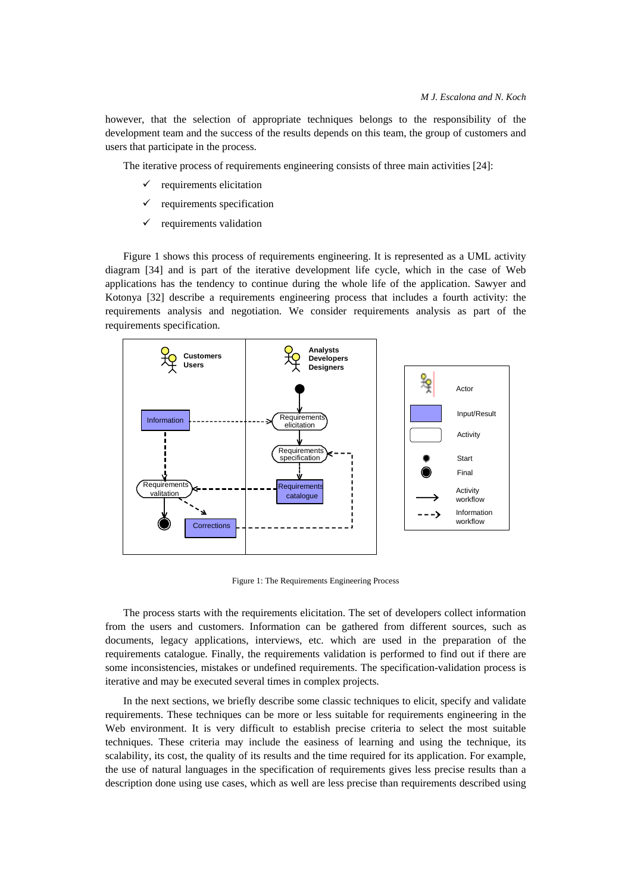however, that the selection of appropriate techniques belongs to the responsibility of the development team and the success of the results depends on this team, the group of customers and users that participate in the process.

The iterative process of requirements engineering consists of three main activities [24]:

- ✓ requirements elicitation
- ✓ requirements specification
- ✓ requirements validation

Figure 1 shows this process of requirements engineering. It is represented as a UML activity diagram [34] and is part of the iterative development life cycle, which in the case of Web applications has the tendency to continue during the whole life of the application. Sawyer and Kotonya [32] describe a requirements engineering process that includes a fourth activity: the requirements analysis and negotiation. We consider requirements analysis as part of the requirements specification.

Figure 1: The Requirements Engineering Process

The process starts with the requirements elicitation. The set of developers collect information from the users and customers. Information can be gathered from different sources, such as documents, legacy applications, interviews, etc. which are used in the preparation of the requirements catalogue. Finally, the requirements validation is performed to find out if there are some inconsistencies, mistakes or undefined requirements. The specification-validation process is iterative and may be executed several times in complex projects.

In the next sections, we briefly describe some classic techniques to elicit, specify and validate requirements. These techniques can be more or less suitable for requirements engineering in the Web environment. It is very difficult to establish precise criteria to select the most suitable techniques. These criteria may include the easiness of learning and using the technique, its scalability, its cost, the quality of its results and the time required for its application. For example, the use of natural languages in the specification of requirements gives less precise results than a description done using use cases, which as well are less precise than requirements described using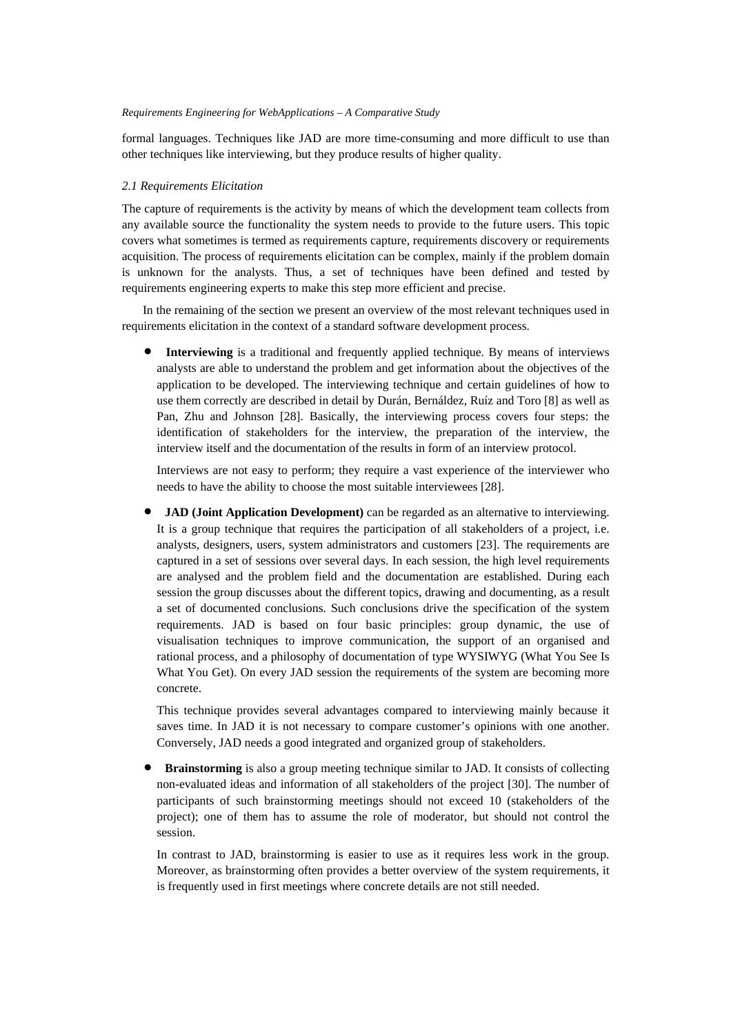formal languages. Techniques like JAD are more time-consuming and more difficult to use than other techniques like interviewing, but they produce results of higher quality.

### *2.1 Requirements Elicitation*

The capture of requirements is the activity by means of which the development team collects from any available source the functionality the system needs to provide to the future users. This topic covers what sometimes is termed as requirements capture, requirements discovery or requirements acquisition. The process of requirements elicitation can be complex, mainly if the problem domain is unknown for the analysts. Thus, a set of techniques have been defined and tested by requirements engineering experts to make this step more efficient and precise.

In the remaining of the section we present an overview of the most relevant techniques used in requirements elicitation in the context of a standard software development process.

- **Interviewing** is a traditional and frequently applied technique. By means of interviews analysts are able to understand the problem and get information about the objectives of the application to be developed. The interviewing technique and certain guidelines of how to use them correctly are described in detail by Durán, Bernáldez, Ruíz and Toro [8] as well as Pan, Zhu and Johnson [28]. Basically, the interviewing process covers four steps: the identification of stakeholders for the interview, the preparation of the interview, the interview itself and the documentation of the results in form of an interview protocol.

  Interviews are not easy to perform; they require a vast experience of the interviewer who needs to have the ability to choose the most suitable interviewees [28].

- **JAD (Joint Application Development)** can be regarded as an alternative to interviewing. It is a group technique that requires the participation of all stakeholders of a project, i.e. analysts, designers, users, system administrators and customers [23]. The requirements are captured in a set of sessions over several days. In each session, the high level requirements are analysed and the problem field and the documentation are established. During each session the group discusses about the different topics, drawing and documenting, as a result a set of documented conclusions. Such conclusions drive the specification of the system requirements. JAD is based on four basic principles: group dynamic, the use of visualisation techniques to improve communication, the support of an organised and rational process, and a philosophy of documentation of type WYSIWYG (What You See Is What You Get). On every JAD session the requirements of the system are becoming more concrete.

  This technique provides several advantages compared to interviewing mainly because it saves time. In JAD it is not necessary to compare customer's opinions with one another. Conversely, JAD needs a good integrated and organized group of stakeholders.

- **Brainstorming** is also a group meeting technique similar to JAD. It consists of collecting non-evaluated ideas and information of all stakeholders of the project [30]. The number of participants of such brainstorming meetings should not exceed 10 (stakeholders of the project); one of them has to assume the role of moderator, but should not control the session.

  In contrast to JAD, brainstorming is easier to use as it requires less work in the group. Moreover, as brainstorming often provides a better overview of the system requirements, it is frequently used in first meetings where concrete details are not still needed.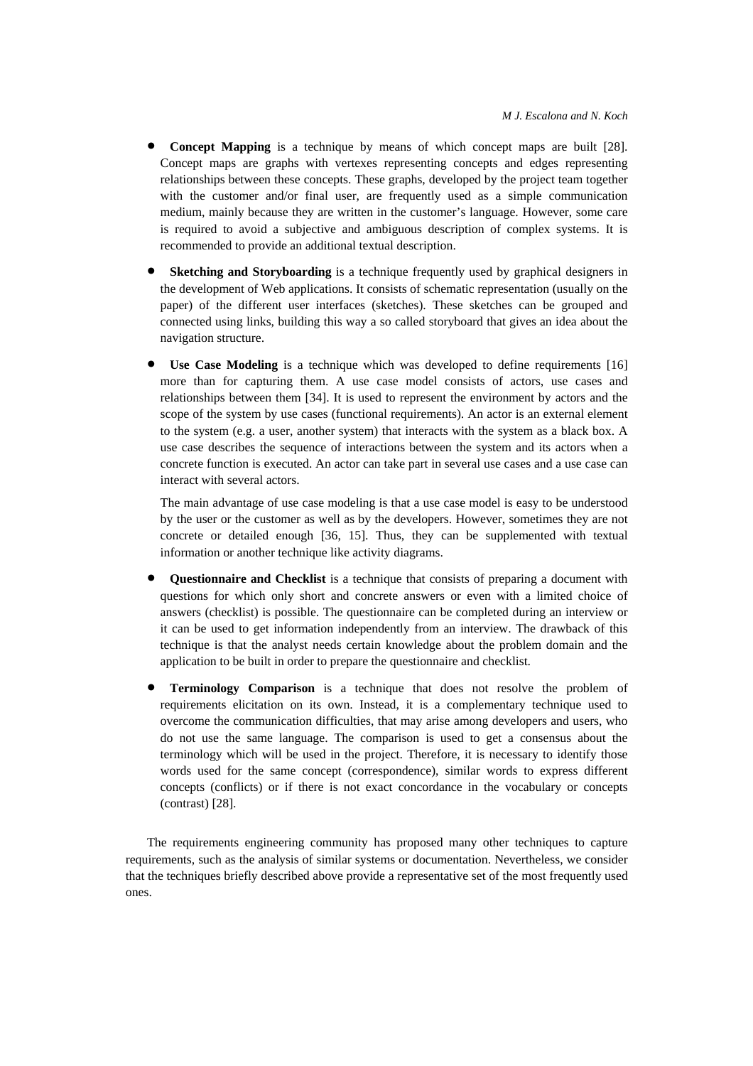- **Concept Mapping** is a technique by means of which concept maps are built [28]. Concept maps are graphs with vertexes representing concepts and edges representing relationships between these concepts. These graphs, developed by the project team together with the customer and/or final user, are frequently used as a simple communication medium, mainly because they are written in the customer's language. However, some care is required to avoid a subjective and ambiguous description of complex systems. It is recommended to provide an additional textual description.

- **Sketching and Storyboarding** is a technique frequently used by graphical designers in the development of Web applications. It consists of schematic representation (usually on the paper) of the different user interfaces (sketches). These sketches can be grouped and connected using links, building this way a so called storyboard that gives an idea about the navigation structure.

- **Use Case Modeling** is a technique which was developed to define requirements [16] more than for capturing them. A use case model consists of actors, use cases and relationships between them [34]. It is used to represent the environment by actors and the scope of the system by use cases (functional requirements). An actor is an external element to the system (e.g. a user, another system) that interacts with the system as a black box. A use case describes the sequence of interactions between the system and its actors when a concrete function is executed. An actor can take part in several use cases and a use case can interact with several actors.

  The main advantage of use case modeling is that a use case model is easy to be understood by the user or the customer as well as by the developers. However, sometimes they are not concrete or detailed enough [36, 15]. Thus, they can be supplemented with textual information or another technique like activity diagrams.

- **Questionnaire and Checklist** is a technique that consists of preparing a document with questions for which only short and concrete answers or even with a limited choice of answers (checklist) is possible. The questionnaire can be completed during an interview or it can be used to get information independently from an interview. The drawback of this technique is that the analyst needs certain knowledge about the problem domain and the application to be built in order to prepare the questionnaire and checklist.

- **Terminology Comparison** is a technique that does not resolve the problem of requirements elicitation on its own. Instead, it is a complementary technique used to overcome the communication difficulties, that may arise among developers and users, who do not use the same language. The comparison is used to get a consensus about the terminology which will be used in the project. Therefore, it is necessary to identify those words used for the same concept (correspondence), similar words to express different concepts (conflicts) or if there is not exact concordance in the vocabulary or concepts (contrast) [28].

The requirements engineering community has proposed many other techniques to capture requirements, such as the analysis of similar systems or documentation. Nevertheless, we consider that the techniques briefly described above provide a representative set of the most frequently used ones.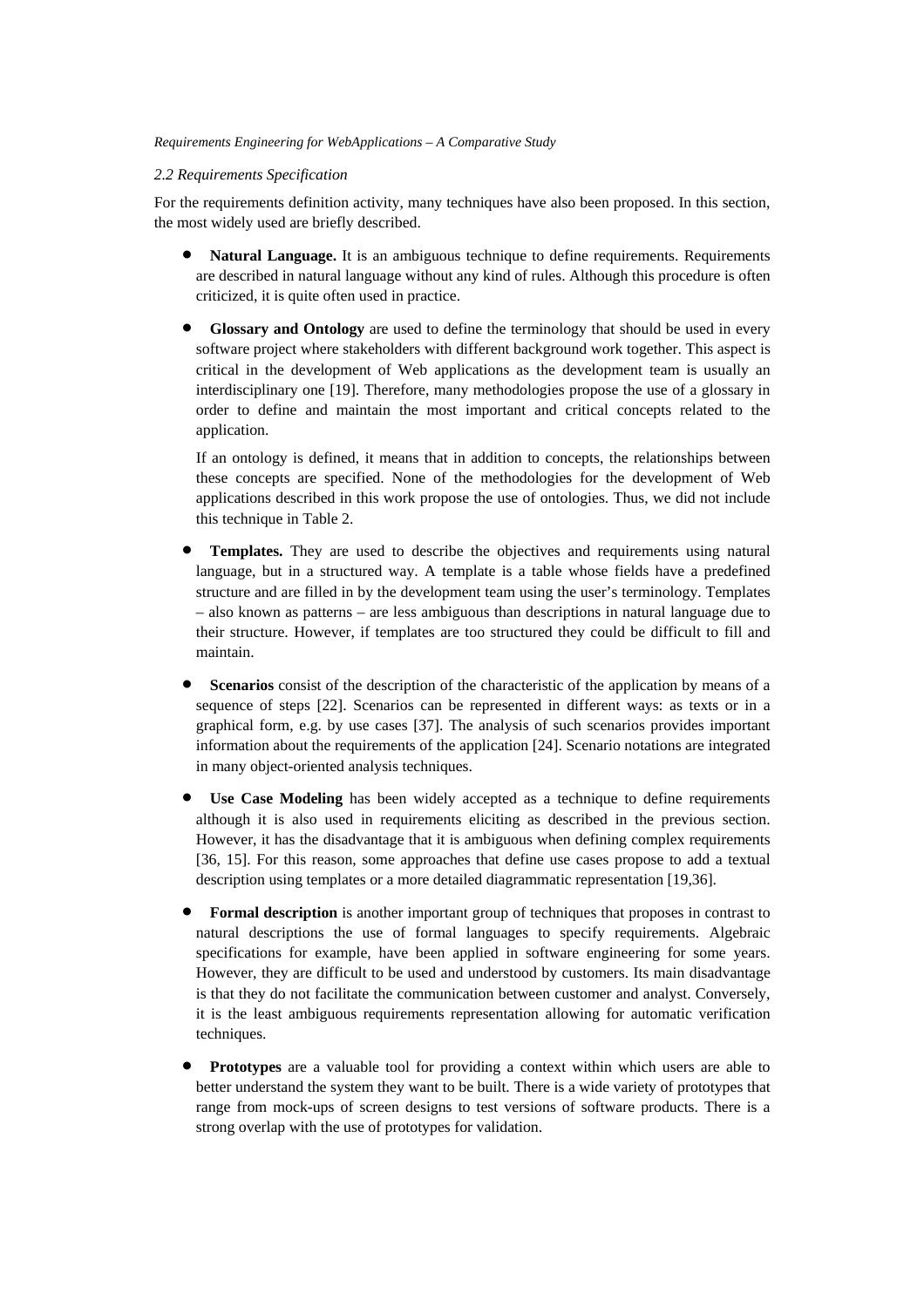### 2.2 Requirements Specification

For the requirements definition activity, many techniques have also been proposed. In this section, the most widely used are briefly described.

- **Natural Language.** It is an ambiguous technique to define requirements. Requirements are described in natural language without any kind of rules. Although this procedure is often criticized, it is quite often used in practice.
- **Glossary and Ontology** are used to define the terminology that should be used in every software project where stakeholders with different background work together. This aspect is critical in the development of Web applications as the development team is usually an interdisciplinary one [19]. Therefore, many methodologies propose the use of a glossary in order to define and maintain the most important and critical concepts related to the application.

  If an ontology is defined, it means that in addition to concepts, the relationships between these concepts are specified. None of the methodologies for the development of Web applications described in this work propose the use of ontologies. Thus, we did not include this technique in Table 2.
- **Templates.** They are used to describe the objectives and requirements using natural language, but in a structured way. A template is a table whose fields have a predefined structure and are filled in by the development team using the user's terminology. Templates – also known as patterns – are less ambiguous than descriptions in natural language due to their structure. However, if templates are too structured they could be difficult to fill and maintain.
- **Scenarios** consist of the description of the characteristic of the application by means of a sequence of steps [22]. Scenarios can be represented in different ways: as texts or in a graphical form, e.g. by use cases [37]. The analysis of such scenarios provides important information about the requirements of the application [24]. Scenario notations are integrated in many object-oriented analysis techniques.
- **Use Case Modeling** has been widely accepted as a technique to define requirements although it is also used in requirements eliciting as described in the previous section. However, it has the disadvantage that it is ambiguous when defining complex requirements [36, 15]. For this reason, some approaches that define use cases propose to add a textual description using templates or a more detailed diagrammatic representation [19,36].
- **Formal description** is another important group of techniques that proposes in contrast to natural descriptions the use of formal languages to specify requirements. Algebraic specifications for example, have been applied in software engineering for some years. However, they are difficult to be used and understood by customers. Its main disadvantage is that they do not facilitate the communication between customer and analyst. Conversely, it is the least ambiguous requirements representation allowing for automatic verification techniques.
- **Prototypes** are a valuable tool for providing a context within which users are able to better understand the system they want to be built. There is a wide variety of prototypes that range from mock-ups of screen designs to test versions of software products. There is a strong overlap with the use of prototypes for validation.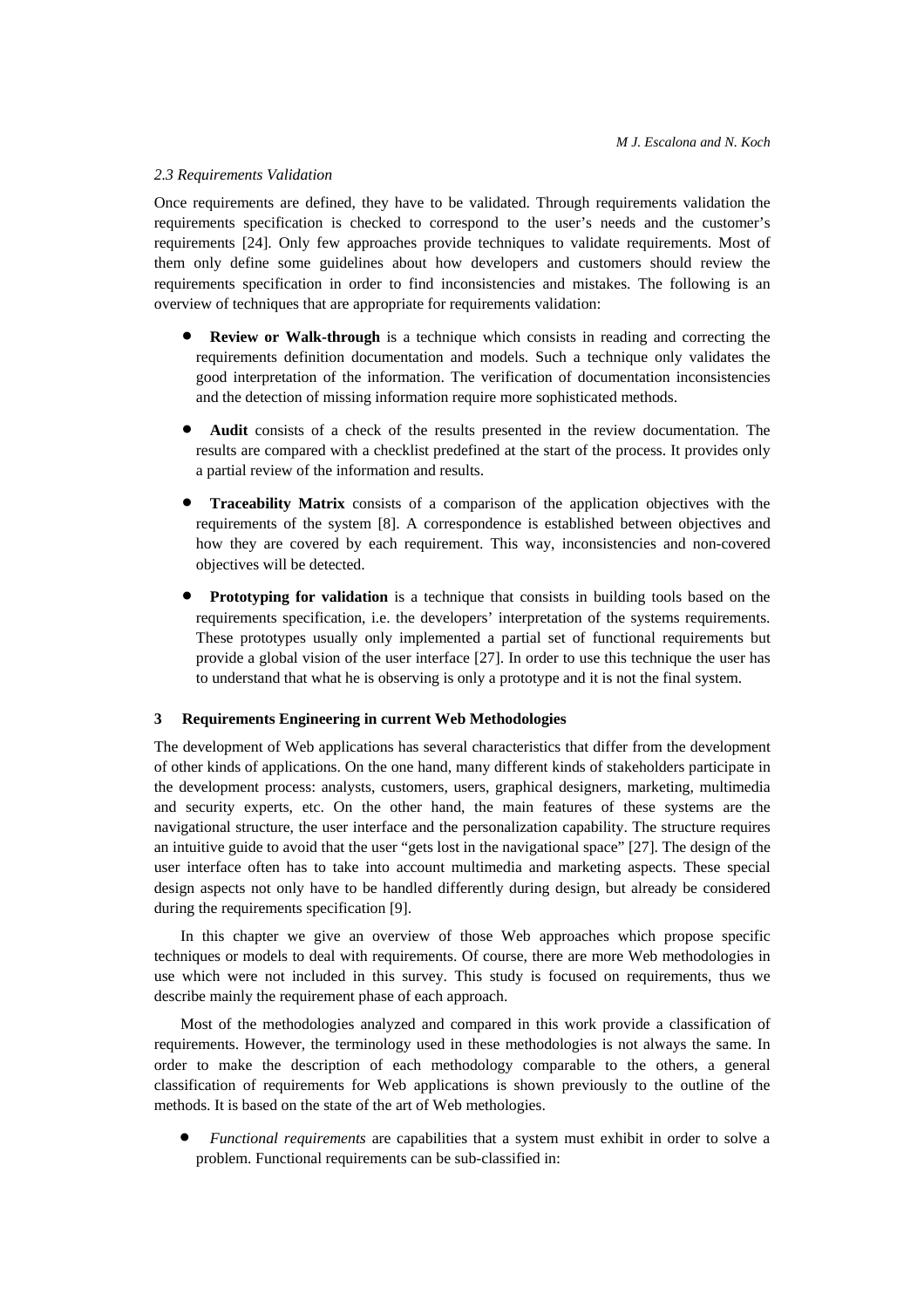### *2.3 Requirements Validation*

Once requirements are defined, they have to be validated. Through requirements validation the requirements specification is checked to correspond to the user's needs and the customer's requirements [24]. Only few approaches provide techniques to validate requirements. Most of them only define some guidelines about how developers and customers should review the requirements specification in order to find inconsistencies and mistakes. The following is an overview of techniques that are appropriate for requirements validation:

- **Review or Walk-through** is a technique which consists in reading and correcting the requirements definition documentation and models. Such a technique only validates the good interpretation of the information. The verification of documentation inconsistencies and the detection of missing information require more sophisticated methods.

- **Audit** consists of a check of the results presented in the review documentation. The results are compared with a checklist predefined at the start of the process. It provides only a partial review of the information and results.

- **Traceability Matrix** consists of a comparison of the application objectives with the requirements of the system [8]. A correspondence is established between objectives and how they are covered by each requirement. This way, inconsistencies and non-covered objectives will be detected.

- **Prototyping for validation** is a technique that consists in building tools based on the requirements specification, i.e. the developers' interpretation of the systems requirements. These prototypes usually only implemented a partial set of functional requirements but provide a global vision of the user interface [27]. In order to use this technique the user has to understand that what he is observing is only a prototype and it is not the final system.

## 3 Requirements Engineering in current Web Methodologies

The development of Web applications has several characteristics that differ from the development of other kinds of applications. On the one hand, many different kinds of stakeholders participate in the development process: analysts, customers, users, graphical designers, marketing, multimedia and security experts, etc. On the other hand, the main features of these systems are the navigational structure, the user interface and the personalization capability. The structure requires an intuitive guide to avoid that the user "gets lost in the navigational space" [27]. The design of the user interface often has to take into account multimedia and marketing aspects. These special design aspects not only have to be handled differently during design, but already be considered during the requirements specification [9].

In this chapter we give an overview of those Web approaches which propose specific techniques or models to deal with requirements. Of course, there are more Web methodologies in use which were not included in this survey. This study is focused on requirements, thus we describe mainly the requirement phase of each approach.

Most of the methodologies analyzed and compared in this work provide a classification of requirements. However, the terminology used in these methodologies is not always the same. In order to make the description of each methodology comparable to the others, a general classification of requirements for Web applications is shown previously to the outline of the methods. It is based on the state of the art of Web methologies.

- *Functional requirements* are capabilities that a system must exhibit in order to solve a problem. Functional requirements can be sub-classified in: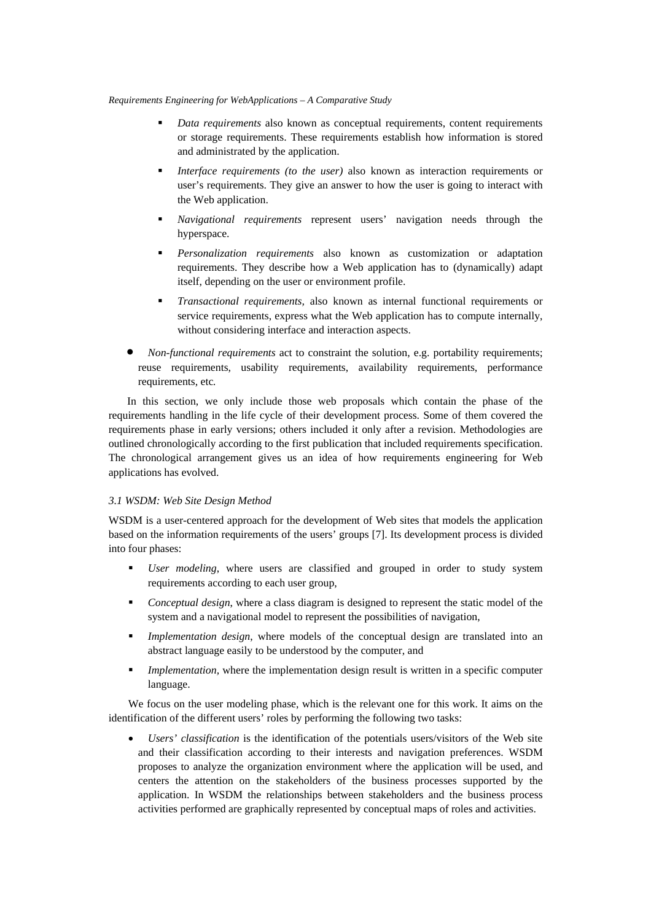- *Data requirements* also known as conceptual requirements, content requirements or storage requirements. These requirements establish how information is stored and administrated by the application.
- *Interface requirements (to the user)* also known as interaction requirements or user's requirements. They give an answer to how the user is going to interact with the Web application.
- *Navigational requirements* represent users' navigation needs through the hyperspace.
- *Personalization requirements* also known as customization or adaptation requirements. They describe how a Web application has to (dynamically) adapt itself, depending on the user or environment profile.
- *Transactional requirements,* also known as internal functional requirements or service requirements, express what the Web application has to compute internally, without considering interface and interaction aspects.

- *Non-functional requirements* act to constraint the solution, e.g. portability requirements; reuse requirements, usability requirements, availability requirements, performance requirements, etc.

In this section, we only include those web proposals which contain the phase of the requirements handling in the life cycle of their development process. Some of them covered the requirements phase in early versions; others included it only after a revision. Methodologies are outlined chronologically according to the first publication that included requirements specification. The chronological arrangement gives us an idea of how requirements engineering for Web applications has evolved.

### *3.1 WSDM: Web Site Design Method*

WSDM is a user-centered approach for the development of Web sites that models the application based on the information requirements of the users' groups [7]. Its development process is divided into four phases:

- *User modeling*, where users are classified and grouped in order to study system requirements according to each user group,
- *Conceptual design*, where a class diagram is designed to represent the static model of the system and a navigational model to represent the possibilities of navigation,
- *Implementation design*, where models of the conceptual design are translated into an abstract language easily to be understood by the computer, and
- *Implementation,* where the implementation design result is written in a specific computer language.

We focus on the user modeling phase, which is the relevant one for this work. It aims on the identification of the different users' roles by performing the following two tasks:

- *Users' classification* is the identification of the potentials users/visitors of the Web site and their classification according to their interests and navigation preferences. WSDM proposes to analyze the organization environment where the application will be used, and centers the attention on the stakeholders of the business processes supported by the application. In WSDM the relationships between stakeholders and the business process activities performed are graphically represented by conceptual maps of roles and activities.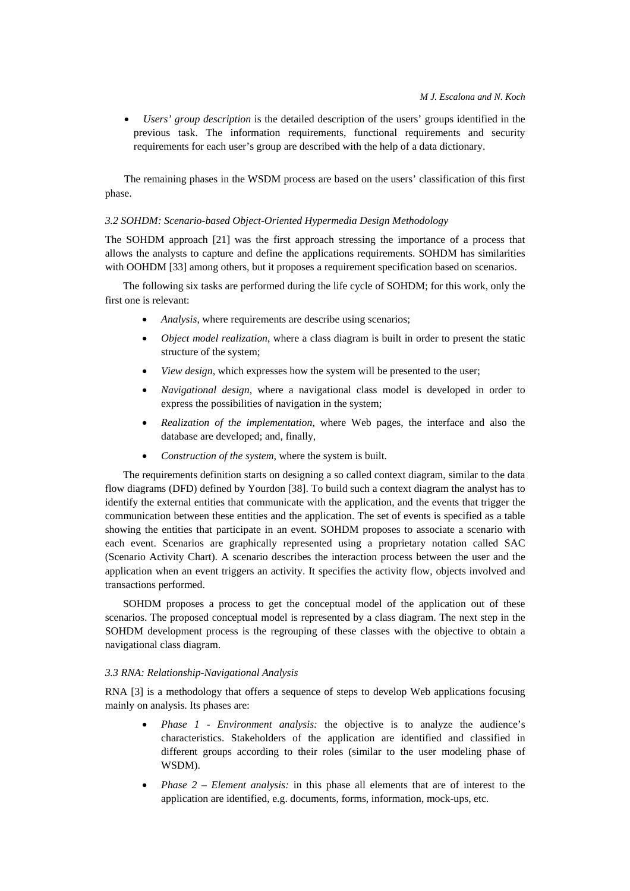- *Users' group description* is the detailed description of the users' groups identified in the previous task. The information requirements, functional requirements and security requirements for each user's group are described with the help of a data dictionary.

The remaining phases in the WSDM process are based on the users' classification of this first phase.

### *3.2 SOHDM: Scenario-based Object-Oriented Hypermedia Design Methodology*

The SOHDM approach [21] was the first approach stressing the importance of a process that allows the analysts to capture and define the applications requirements. SOHDM has similarities with OOHDM [33] among others, but it proposes a requirement specification based on scenarios.

The following six tasks are performed during the life cycle of SOHDM; for this work, only the first one is relevant:

- *Analysis*, where requirements are describe using scenarios;
- *Object model realization*, where a class diagram is built in order to present the static structure of the system;
- *View design*, which expresses how the system will be presented to the user;
- *Navigational design*, where a navigational class model is developed in order to express the possibilities of navigation in the system;
- *Realization of the implementation*, where Web pages, the interface and also the database are developed; and, finally,
- *Construction of the system*, where the system is built.

The requirements definition starts on designing a so called context diagram, similar to the data flow diagrams (DFD) defined by Yourdon [38]. To build such a context diagram the analyst has to identify the external entities that communicate with the application, and the events that trigger the communication between these entities and the application. The set of events is specified as a table showing the entities that participate in an event. SOHDM proposes to associate a scenario with each event. Scenarios are graphically represented using a proprietary notation called SAC (Scenario Activity Chart). A scenario describes the interaction process between the user and the application when an event triggers an activity. It specifies the activity flow, objects involved and transactions performed.

SOHDM proposes a process to get the conceptual model of the application out of these scenarios. The proposed conceptual model is represented by a class diagram. The next step in the SOHDM development process is the regrouping of these classes with the objective to obtain a navigational class diagram.

### *3.3 RNA: Relationship-Navigational Analysis*

RNA [3] is a methodology that offers a sequence of steps to develop Web applications focusing mainly on analysis. Its phases are:

- *Phase 1 - Environment analysis:* the objective is to analyze the audience's characteristics. Stakeholders of the application are identified and classified in different groups according to their roles (similar to the user modeling phase of WSDM).
- *Phase 2 – Element analysis:* in this phase all elements that are of interest to the application are identified, e.g. documents, forms, information, mock-ups, etc.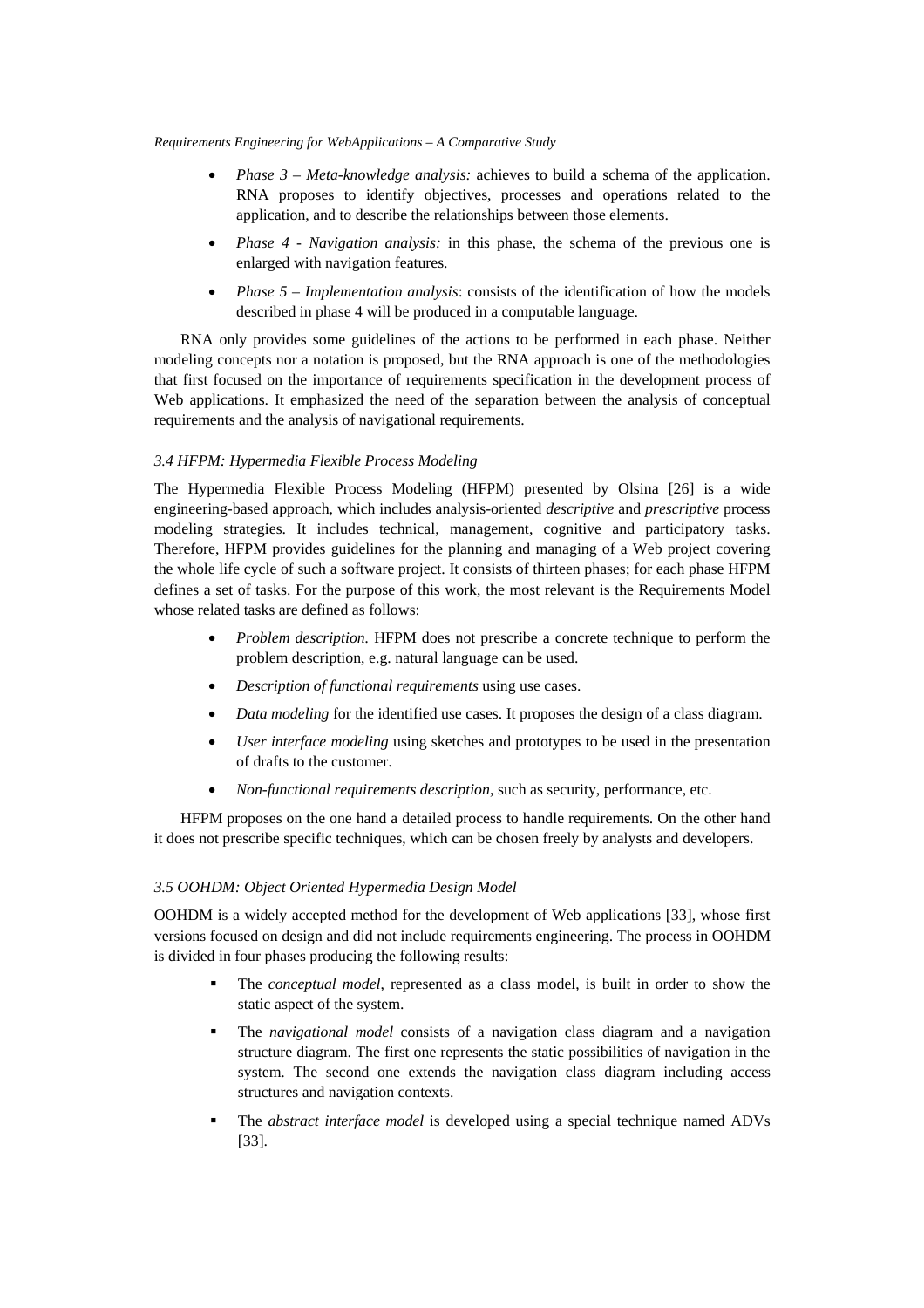- *Phase 3 – Meta-knowledge analysis:* achieves to build a schema of the application. RNA proposes to identify objectives, processes and operations related to the application, and to describe the relationships between those elements.
- *Phase 4 - Navigation analysis:* in this phase, the schema of the previous one is enlarged with navigation features.
- *Phase 5 – Implementation analysis*: consists of the identification of how the models described in phase 4 will be produced in a computable language.

RNA only provides some guidelines of the actions to be performed in each phase. Neither modeling concepts nor a notation is proposed, but the RNA approach is one of the methodologies that first focused on the importance of requirements specification in the development process of Web applications. It emphasized the need of the separation between the analysis of conceptual requirements and the analysis of navigational requirements.

### *3.4 HFPM: Hypermedia Flexible Process Modeling*

The Hypermedia Flexible Process Modeling (HFPM) presented by Olsina [26] is a wide engineering-based approach, which includes analysis-oriented *descriptive* and *prescriptive* process modeling strategies. It includes technical, management, cognitive and participatory tasks. Therefore, HFPM provides guidelines for the planning and managing of a Web project covering the whole life cycle of such a software project. It consists of thirteen phases; for each phase HFPM defines a set of tasks. For the purpose of this work, the most relevant is the Requirements Model whose related tasks are defined as follows:

- *Problem description.* HFPM does not prescribe a concrete technique to perform the problem description, e.g. natural language can be used.
- *Description of functional requirements* using use cases.
- *Data modeling* for the identified use cases. It proposes the design of a class diagram.
- *User interface modeling* using sketches and prototypes to be used in the presentation of drafts to the customer.
- *Non-functional requirements description*, such as security, performance, etc.

HFPM proposes on the one hand a detailed process to handle requirements. On the other hand it does not prescribe specific techniques, which can be chosen freely by analysts and developers.

### *3.5 OOHDM: Object Oriented Hypermedia Design Model*

OOHDM is a widely accepted method for the development of Web applications [33], whose first versions focused on design and did not include requirements engineering. The process in OOHDM is divided in four phases producing the following results:

- The *conceptual model*, represented as a class model, is built in order to show the static aspect of the system.
- The *navigational model* consists of a navigation class diagram and a navigation structure diagram. The first one represents the static possibilities of navigation in the system. The second one extends the navigation class diagram including access structures and navigation contexts.
- The *abstract interface model* is developed using a special technique named ADVs [33].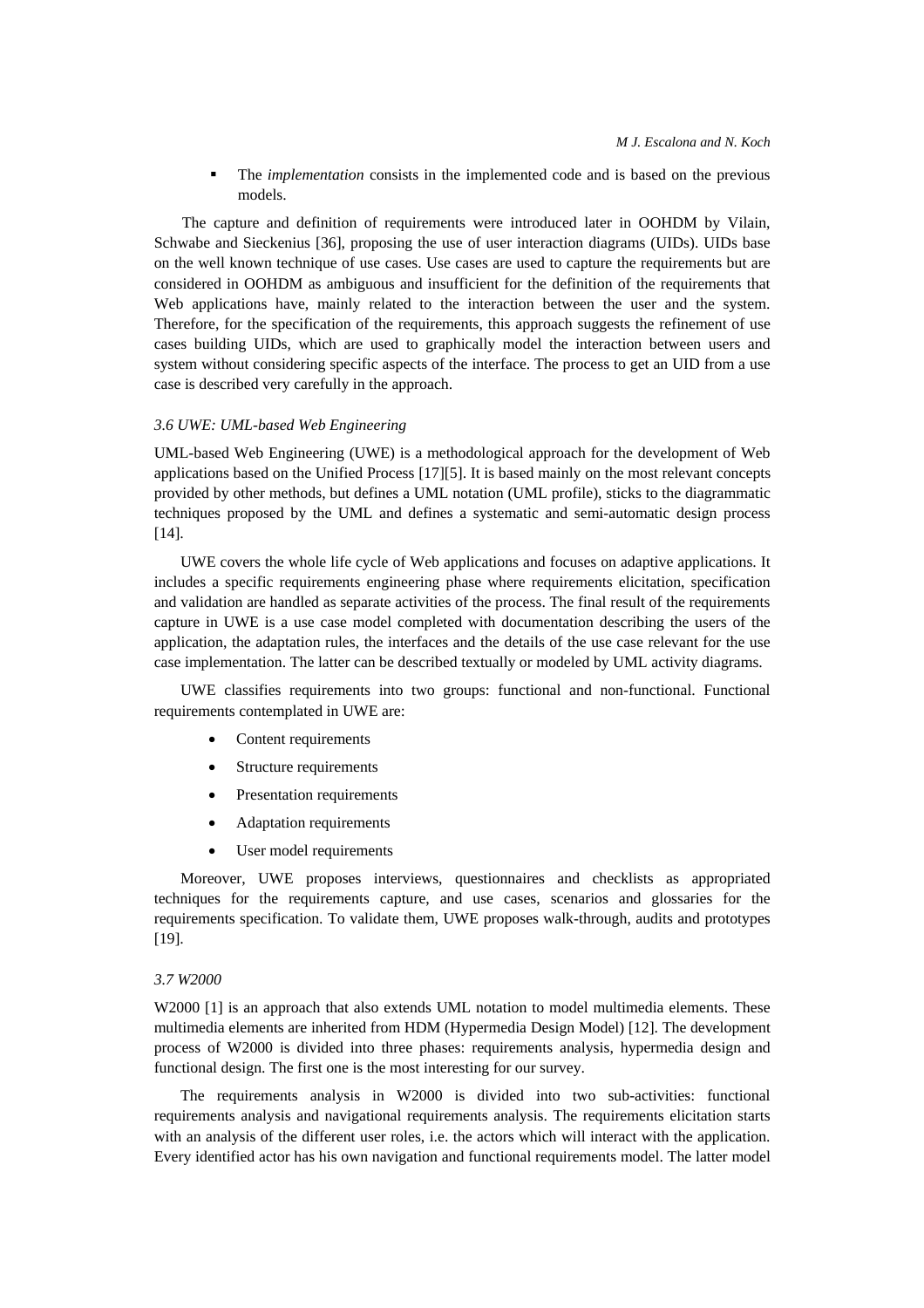- The *implementation* consists in the implemented code and is based on the previous models.

The capture and definition of requirements were introduced later in OOHDM by Vilain, Schwabe and Sieckenius [36], proposing the use of user interaction diagrams (UIDs). UIDs base on the well known technique of use cases. Use cases are used to capture the requirements but are considered in OOHDM as ambiguous and insufficient for the definition of the requirements that Web applications have, mainly related to the interaction between the user and the system. Therefore, for the specification of the requirements, this approach suggests the refinement of use cases building UIDs, which are used to graphically model the interaction between users and system without considering specific aspects of the interface. The process to get an UID from a use case is described very carefully in the approach.

### *3.6 UWE: UML-based Web Engineering*

UML-based Web Engineering (UWE) is a methodological approach for the development of Web applications based on the Unified Process [17][5]. It is based mainly on the most relevant concepts provided by other methods, but defines a UML notation (UML profile), sticks to the diagrammatic techniques proposed by the UML and defines a systematic and semi-automatic design process [14].

UWE covers the whole life cycle of Web applications and focuses on adaptive applications. It includes a specific requirements engineering phase where requirements elicitation, specification and validation are handled as separate activities of the process. The final result of the requirements capture in UWE is a use case model completed with documentation describing the users of the application, the adaptation rules, the interfaces and the details of the use case relevant for the use case implementation. The latter can be described textually or modeled by UML activity diagrams.

UWE classifies requirements into two groups: functional and non-functional. Functional requirements contemplated in UWE are:

- Content requirements
- Structure requirements
- Presentation requirements
- Adaptation requirements
- User model requirements

Moreover, UWE proposes interviews, questionnaires and checklists as appropriated techniques for the requirements capture, and use cases, scenarios and glossaries for the requirements specification. To validate them, UWE proposes walk-through, audits and prototypes [19].

### *3.7 W2000*

W2000 [1] is an approach that also extends UML notation to model multimedia elements. These multimedia elements are inherited from HDM (Hypermedia Design Model) [12]. The development process of W2000 is divided into three phases: requirements analysis, hypermedia design and functional design. The first one is the most interesting for our survey.

The requirements analysis in W2000 is divided into two sub-activities: functional requirements analysis and navigational requirements analysis. The requirements elicitation starts with an analysis of the different user roles, i.e. the actors which will interact with the application. Every identified actor has his own navigation and functional requirements model. The latter model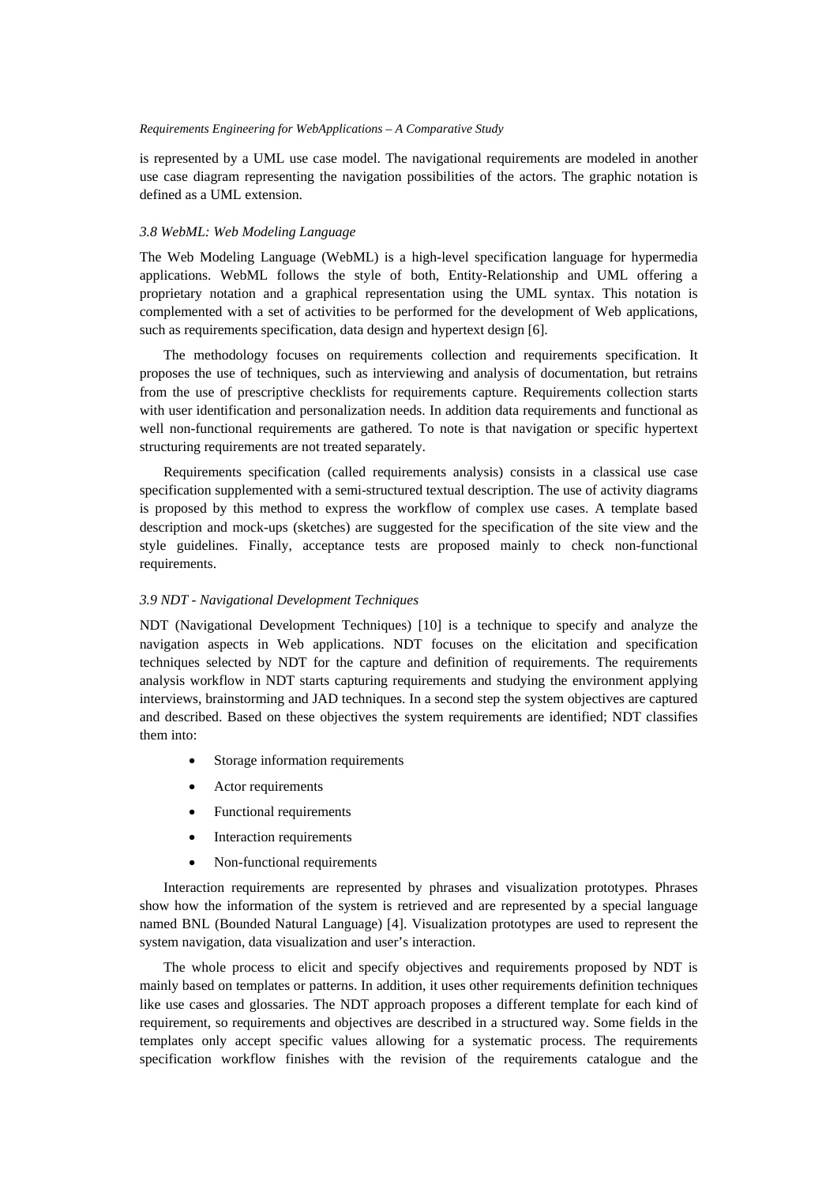is represented by a UML use case model. The navigational requirements are modeled in another use case diagram representing the navigation possibilities of the actors. The graphic notation is defined as a UML extension.

### *3.8 WebML: Web Modeling Language*

The Web Modeling Language (WebML) is a high-level specification language for hypermedia applications. WebML follows the style of both, Entity-Relationship and UML offering a proprietary notation and a graphical representation using the UML syntax. This notation is complemented with a set of activities to be performed for the development of Web applications, such as requirements specification, data design and hypertext design [6].

The methodology focuses on requirements collection and requirements specification. It proposes the use of techniques, such as interviewing and analysis of documentation, but retrains from the use of prescriptive checklists for requirements capture. Requirements collection starts with user identification and personalization needs. In addition data requirements and functional as well non-functional requirements are gathered. To note is that navigation or specific hypertext structuring requirements are not treated separately.

Requirements specification (called requirements analysis) consists in a classical use case specification supplemented with a semi-structured textual description. The use of activity diagrams is proposed by this method to express the workflow of complex use cases. A template based description and mock-ups (sketches) are suggested for the specification of the site view and the style guidelines. Finally, acceptance tests are proposed mainly to check non-functional requirements.

### *3.9 NDT - Navigational Development Techniques*

NDT (Navigational Development Techniques) [10] is a technique to specify and analyze the navigation aspects in Web applications. NDT focuses on the elicitation and specification techniques selected by NDT for the capture and definition of requirements. The requirements analysis workflow in NDT starts capturing requirements and studying the environment applying interviews, brainstorming and JAD techniques. In a second step the system objectives are captured and described. Based on these objectives the system requirements are identified; NDT classifies them into:

- Storage information requirements
- Actor requirements
- Functional requirements
- Interaction requirements
- Non-functional requirements

Interaction requirements are represented by phrases and visualization prototypes. Phrases show how the information of the system is retrieved and are represented by a special language named BNL (Bounded Natural Language) [4]. Visualization prototypes are used to represent the system navigation, data visualization and user's interaction.

The whole process to elicit and specify objectives and requirements proposed by NDT is mainly based on templates or patterns. In addition, it uses other requirements definition techniques like use cases and glossaries. The NDT approach proposes a different template for each kind of requirement, so requirements and objectives are described in a structured way. Some fields in the templates only accept specific values allowing for a systematic process. The requirements specification workflow finishes with the revision of the requirements catalogue and the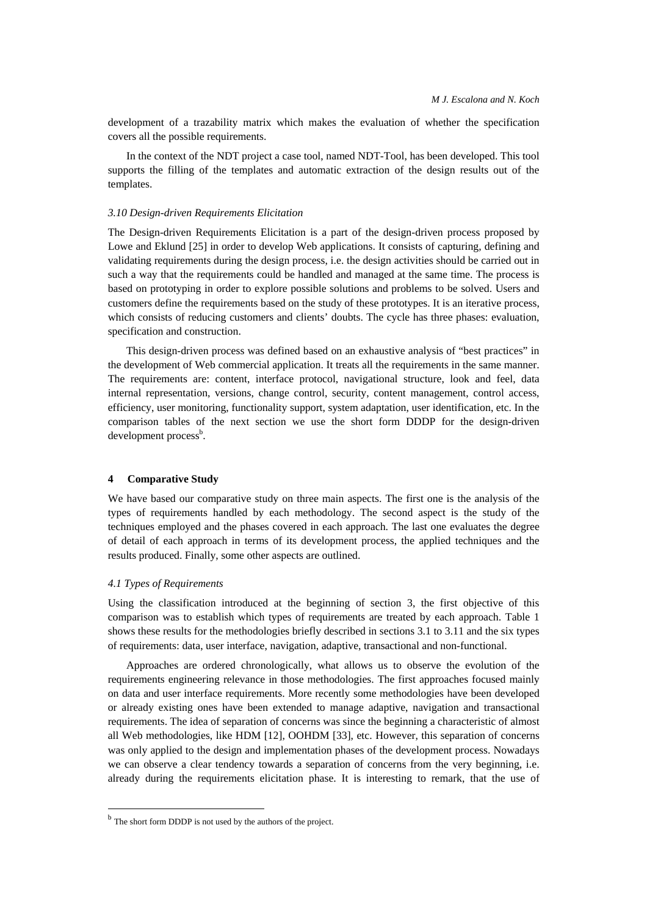development of a trazability matrix which makes the evaluation of whether the specification covers all the possible requirements.

In the context of the NDT project a case tool, named NDT-Tool, has been developed. This tool supports the filling of the templates and automatic extraction of the design results out of the templates.

### *3.10 Design-driven Requirements Elicitation*

The Design-driven Requirements Elicitation is a part of the design-driven process proposed by Lowe and Eklund [25] in order to develop Web applications. It consists of capturing, defining and validating requirements during the design process, i.e. the design activities should be carried out in such a way that the requirements could be handled and managed at the same time. The process is based on prototyping in order to explore possible solutions and problems to be solved. Users and customers define the requirements based on the study of these prototypes. It is an iterative process, which consists of reducing customers and clients' doubts. The cycle has three phases: evaluation, specification and construction.

This design-driven process was defined based on an exhaustive analysis of "best practices" in the development of Web commercial application. It treats all the requirements in the same manner. The requirements are: content, interface protocol, navigational structure, look and feel, data internal representation, versions, change control, security, content management, control access, efficiency, user monitoring, functionality support, system adaptation, user identification, etc. In the comparison tables of the next section we use the short form DDDP for the design-driven development process[b].

## 4 Comparative Study

We have based our comparative study on three main aspects. The first one is the analysis of the types of requirements handled by each methodology. The second aspect is the study of the techniques employed and the phases covered in each approach. The last one evaluates the degree of detail of each approach in terms of its development process, the applied techniques and the results produced. Finally, some other aspects are outlined.

### *4.1 Types of Requirements*

Using the classification introduced at the beginning of section 3, the first objective of this comparison was to establish which types of requirements are treated by each approach. Table 1 shows these results for the methodologies briefly described in sections 3.1 to 3.11 and the six types of requirements: data, user interface, navigation, adaptive, transactional and non-functional.

Approaches are ordered chronologically, what allows us to observe the evolution of the requirements engineering relevance in those methodologies. The first approaches focused mainly on data and user interface requirements. More recently some methodologies have been developed or already existing ones have been extended to manage adaptive, navigation and transactional requirements. The idea of separation of concerns was since the beginning a characteristic of almost all Web methodologies, like HDM [12], OOHDM [33], etc. However, this separation of concerns was only applied to the design and implementation phases of the development process. Nowadays we can observe a clear tendency towards a separation of concerns from the very beginning, i.e. already during the requirements elicitation phase. It is interesting to remark, that the use of

[b] The short form DDDP is not used by the authors of the project.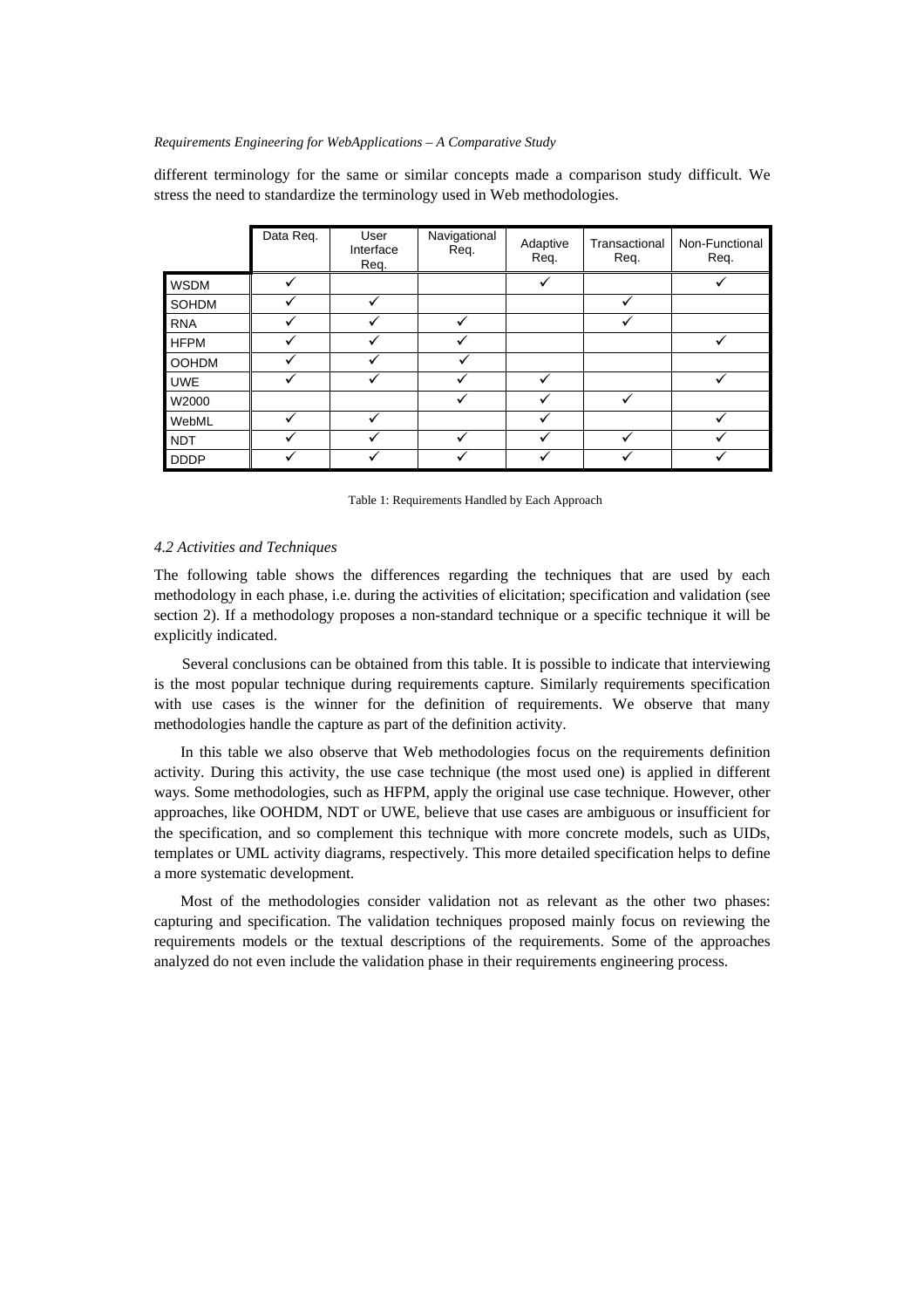different terminology for the same or similar concepts made a comparison study difficult. We stress the need to standardize the terminology used in Web methodologies.

| | Data Req. | User Interface Req. | Navigational Req. | Adaptive Req. | Transactional Req. | Non-Functional Req. |
|---|---|---|---|---|---|---|
| WSDM | ✓ | | | ✓ | | ✓ |
| SOHDM | ✓ | ✓ | | | ✓ | |
| RNA | ✓ | ✓ | ✓ | | ✓ | |
| HFPM | ✓ | ✓ | ✓ | | | ✓ |
| OOHDM | ✓ | ✓ | ✓ | | | |
| UWE | ✓ | ✓ | ✓ | ✓ | | ✓ |
| W2000 | | | ✓ | ✓ | ✓ | |
| WebML | ✓ | ✓ | | ✓ | | ✓ |
| NDT | ✓ | ✓ | ✓ | ✓ | ✓ | ✓ |
| DDDP | ✓ | ✓ | ✓ | ✓ | ✓ | ✓ |

Table 1: Requirements Handled by Each Approach

### *4.2 Activities and Techniques*

The following table shows the differences regarding the techniques that are used by each methodology in each phase, i.e. during the activities of elicitation; specification and validation (see section 2). If a methodology proposes a non-standard technique or a specific technique it will be explicitly indicated.

Several conclusions can be obtained from this table. It is possible to indicate that interviewing is the most popular technique during requirements capture. Similarly requirements specification with use cases is the winner for the definition of requirements. We observe that many methodologies handle the capture as part of the definition activity.

In this table we also observe that Web methodologies focus on the requirements definition activity. During this activity, the use case technique (the most used one) is applied in different ways. Some methodologies, such as HFPM, apply the original use case technique. However, other approaches, like OOHDM, NDT or UWE, believe that use cases are ambiguous or insufficient for the specification, and so complement this technique with more concrete models, such as UIDs, templates or UML activity diagrams, respectively. This more detailed specification helps to define a more systematic development.

Most of the methodologies consider validation not as relevant as the other two phases: capturing and specification. The validation techniques proposed mainly focus on reviewing the requirements models or the textual descriptions of the requirements. Some of the approaches analyzed do not even include the validation phase in their requirements engineering process.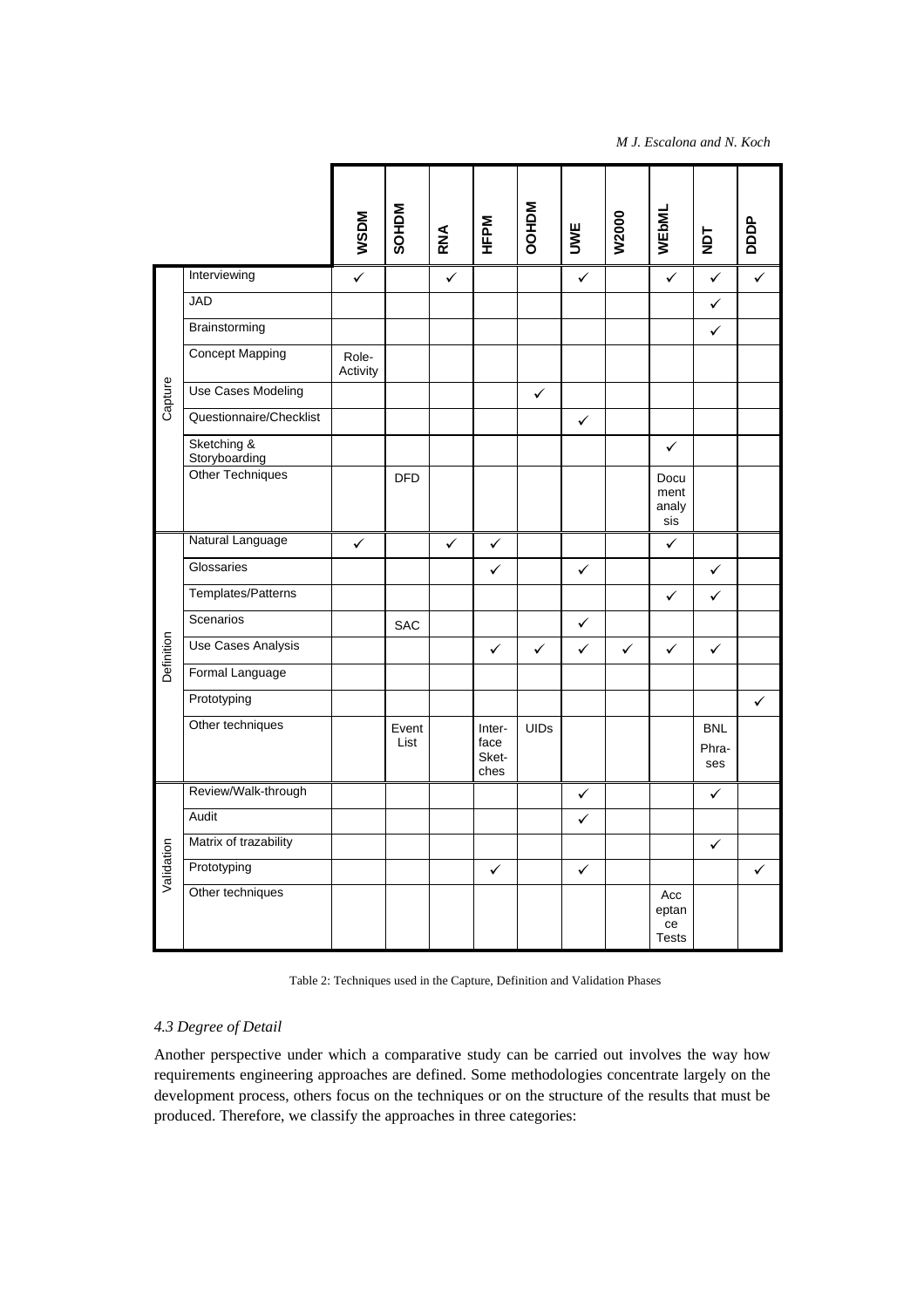| | | WSDM | SOHDM | RNA | HFPM | OOHDM | UWE | W2000 | WEbML | NDT | DDDP |
|---|---|---|---|---|---|---|---|---|---|---|---|
| Capture | Interviewing | ✓ | | ✓ | | | ✓ | | ✓ | ✓ | ✓ |
| | JAD | | | | | | | | | ✓ | |
| | Brainstorming | | | | | | | | | ✓ | |
| | Concept Mapping | Role-Activity | | | | | | | | | |
| | Use Cases Modeling | | | | | ✓ | | | | | |
| | Questionnaire/Checklist | | | | | | ✓ | | | | |
| | Sketching & Storyboarding | | | | | | | | ✓ | | |
| | Other Techniques | | DFD | | | | | | Document analysis | | |
| Definition | Natural Language | ✓ | | ✓ | ✓ | | | | ✓ | | |
| | Glossaries | | | | ✓ | | ✓ | | | ✓ | |
| | Templates/Patterns | | | | | | | | ✓ | ✓ | |
| | Scenarios | | SAC | | | | ✓ | | | | |
| | Use Cases Analysis | | | | ✓ | ✓ | ✓ | ✓ | ✓ | ✓ | |
| | Formal Language | | | | | | | | | | |
| | Prototyping | | | | | | | | | | ✓ |
| | Other techniques | | Event List | | Interface Sketches | UIDs | | | | BNL Phrases | |
| Validation | Review/Walk-through | | | | | | ✓ | | | ✓ | |
| | Audit | | | | | | ✓ | | | | |
| | Matrix of trazability | | | | | | | | | ✓ | |
| | Prototyping | | | | ✓ | | ✓ | | | | ✓ |
| | Other techniques | | | | | | | | Acceptance Tests | | |

Table 2: Techniques used in the Capture, Definition and Validation Phases

### *4.3 Degree of Detail*

Another perspective under which a comparative study can be carried out involves the way how requirements engineering approaches are defined. Some methodologies concentrate largely on the development process, others focus on the techniques or on the structure of the results that must be produced. Therefore, we classify the approaches in three categories: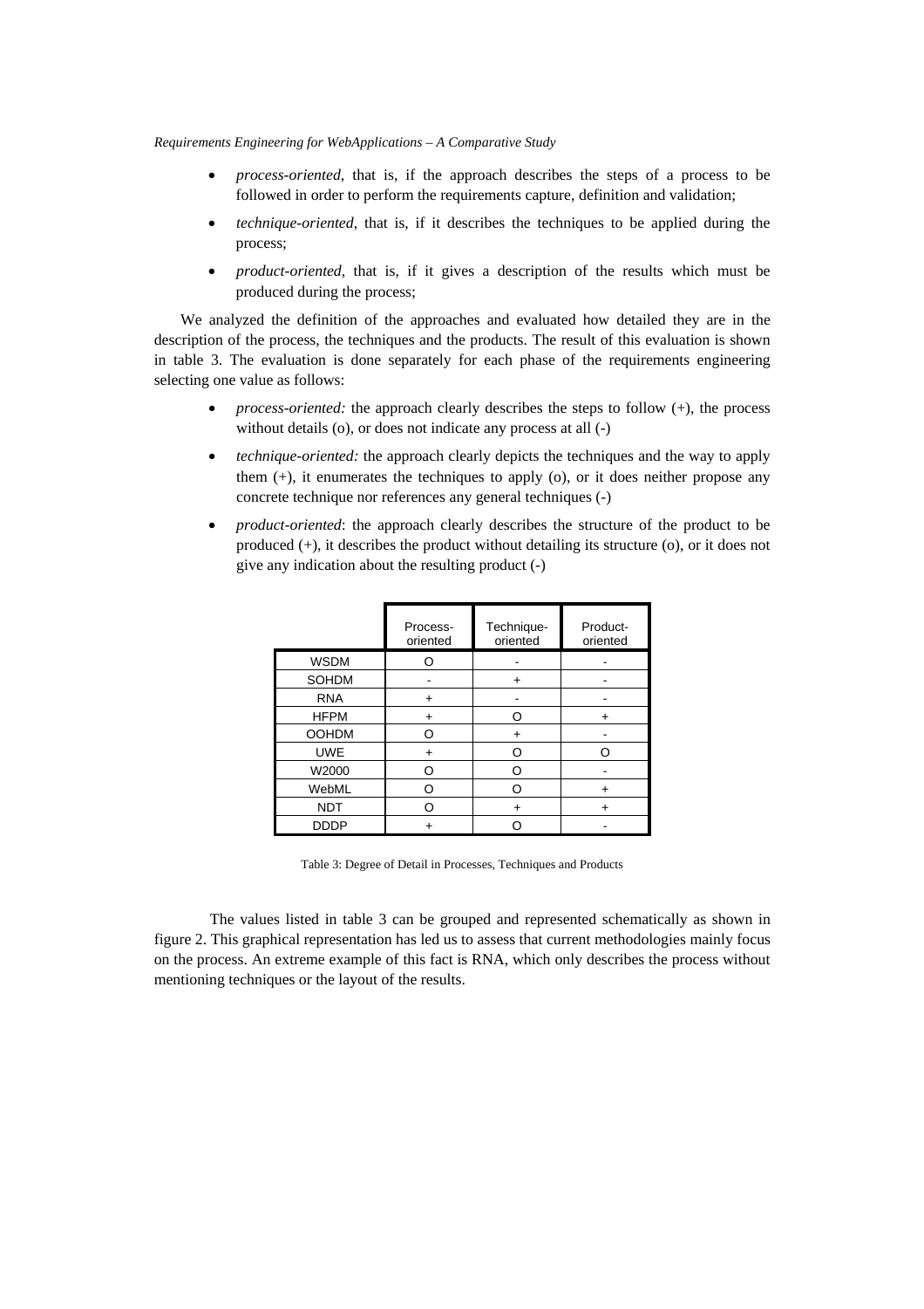- *process-oriented*, that is, if the approach describes the steps of a process to be followed in order to perform the requirements capture, definition and validation;
- *technique-oriented*, that is, if it describes the techniques to be applied during the process;
- *product-oriented*, that is, if it gives a description of the results which must be produced during the process;

We analyzed the definition of the approaches and evaluated how detailed they are in the description of the process, the techniques and the products. The result of this evaluation is shown in table 3. The evaluation is done separately for each phase of the requirements engineering selecting one value as follows:

- *process-oriented:* the approach clearly describes the steps to follow (+), the process without details (o), or does not indicate any process at all (-)
- *technique-oriented:* the approach clearly depicts the techniques and the way to apply them (+), it enumerates the techniques to apply (o), or it does neither propose any concrete technique nor references any general techniques (-)
- *product-oriented*: the approach clearly describes the structure of the product to be produced (+), it describes the product without detailing its structure (o), or it does not give any indication about the resulting product (-)

| | Process-oriented | Technique-oriented | Product-oriented |
|---|---|---|---|
| WSDM | O | - | - |
| SOHDM | - | + | - |
| RNA | + | - | - |
| HFPM | + | O | + |
| OOHDM | O | + | - |
| UWE | + | O | O |
| W2000 | O | O | - |
| WebML | O | O | + |
| NDT | O | + | + |
| DDDP | + | O | - |

Table 3: Degree of Detail in Processes, Techniques and Products

The values listed in table 3 can be grouped and represented schematically as shown in figure 2. This graphical representation has led us to assess that current methodologies mainly focus on the process. An extreme example of this fact is RNA, which only describes the process without mentioning techniques or the layout of the results.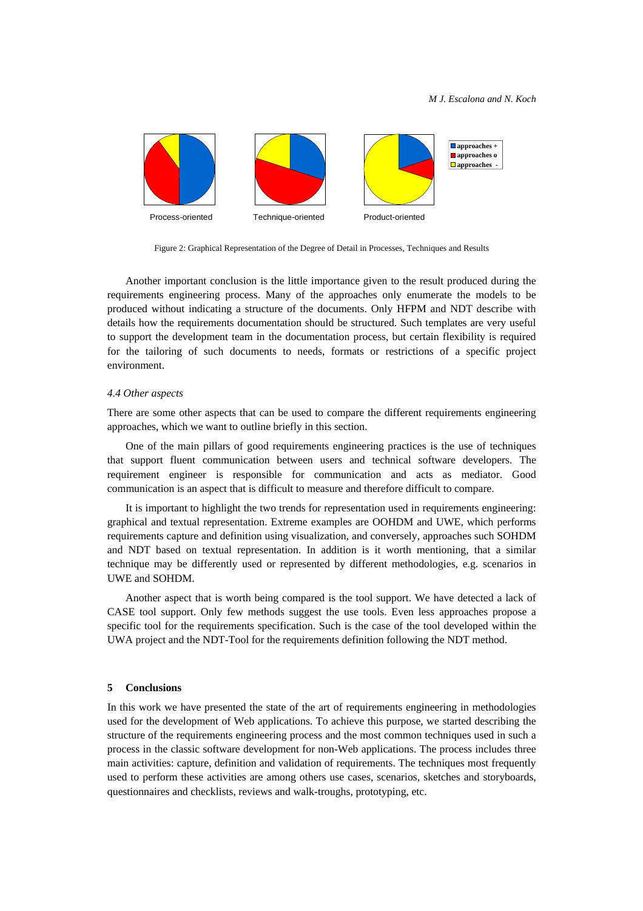Figure 2: Graphical Representation of the Degree of Detail in Processes, Techniques and Results

Another important conclusion is the little importance given to the result produced during the requirements engineering process. Many of the approaches only enumerate the models to be produced without indicating a structure of the documents. Only HFPM and NDT describe with details how the requirements documentation should be structured. Such templates are very useful to support the development team in the documentation process, but certain flexibility is required for the tailoring of such documents to needs, formats or restrictions of a specific project environment.

### *4.4 Other aspects*

There are some other aspects that can be used to compare the different requirements engineering approaches, which we want to outline briefly in this section.

One of the main pillars of good requirements engineering practices is the use of techniques that support fluent communication between users and technical software developers. The requirement engineer is responsible for communication and acts as mediator. Good communication is an aspect that is difficult to measure and therefore difficult to compare.

It is important to highlight the two trends for representation used in requirements engineering: graphical and textual representation. Extreme examples are OOHDM and UWE, which performs requirements capture and definition using visualization, and conversely, approaches such SOHDM and NDT based on textual representation. In addition is it worth mentioning, that a similar technique may be differently used or represented by different methodologies, e.g. scenarios in UWE and SOHDM.

Another aspect that is worth being compared is the tool support. We have detected a lack of CASE tool support. Only few methods suggest the use tools. Even less approaches propose a specific tool for the requirements specification. Such is the case of the tool developed within the UWA project and the NDT-Tool for the requirements definition following the NDT method.

## 5 Conclusions

In this work we have presented the state of the art of requirements engineering in methodologies used for the development of Web applications. To achieve this purpose, we started describing the structure of the requirements engineering process and the most common techniques used in such a process in the classic software development for non-Web applications. The process includes three main activities: capture, definition and validation of requirements. The techniques most frequently used to perform these activities are among others use cases, scenarios, sketches and storyboards, questionnaires and checklists, reviews and walk-troughs, prototyping, etc.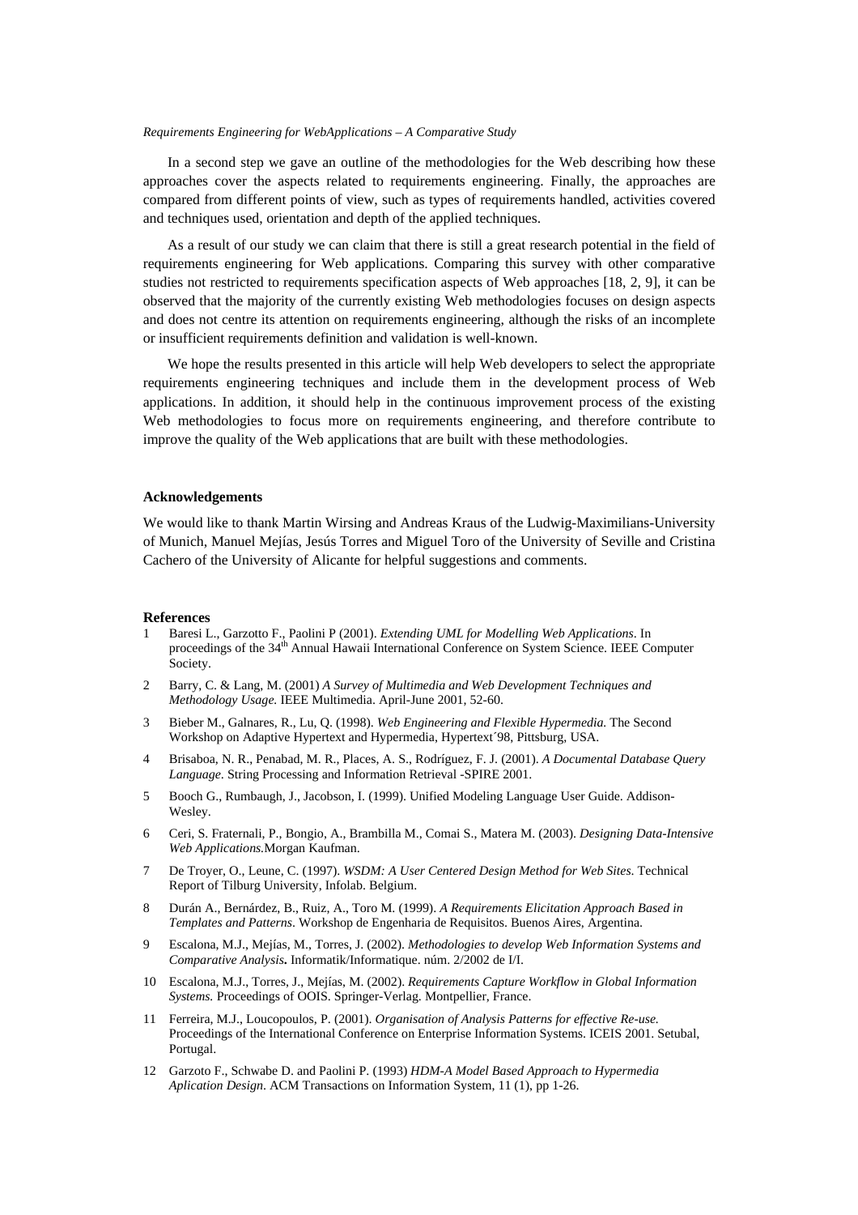In a second step we gave an outline of the methodologies for the Web describing how these approaches cover the aspects related to requirements engineering. Finally, the approaches are compared from different points of view, such as types of requirements handled, activities covered and techniques used, orientation and depth of the applied techniques.

As a result of our study we can claim that there is still a great research potential in the field of requirements engineering for Web applications. Comparing this survey with other comparative studies not restricted to requirements specification aspects of Web approaches [18, 2, 9], it can be observed that the majority of the currently existing Web methodologies focuses on design aspects and does not centre its attention on requirements engineering, although the risks of an incomplete or insufficient requirements definition and validation is well-known.

We hope the results presented in this article will help Web developers to select the appropriate requirements engineering techniques and include them in the development process of Web applications. In addition, it should help in the continuous improvement process of the existing Web methodologies to focus more on requirements engineering, and therefore contribute to improve the quality of the Web applications that are built with these methodologies.

### Acknowledgements

We would like to thank Martin Wirsing and Andreas Kraus of the Ludwig-Maximilians-University of Munich, Manuel Mejías, Jesús Torres and Miguel Toro of the University of Seville and Cristina Cachero of the University of Alicante for helpful suggestions and comments.

### References

1. Baresi L., Garzotto F., Paolini P (2001). *Extending UML for Modelling Web Applications*. In proceedings of the 34th Annual Hawaii International Conference on System Science. IEEE Computer Society.
2. Barry, C. & Lang, M. (2001) *A Survey of Multimedia and Web Development Techniques and Methodology Usage.* IEEE Multimedia. April-June 2001, 52-60.
3. Bieber M., Galnares, R., Lu, Q. (1998). *Web Engineering and Flexible Hypermedia.* The Second Workshop on Adaptive Hypertext and Hypermedia, Hypertext´98, Pittsburg, USA.
4. Brisaboa, N. R., Penabad, M. R., Places, A. S., Rodríguez, F. J. (2001). *A Documental Database Query Language*. String Processing and Information Retrieval -SPIRE 2001.
5. Booch G., Rumbaugh, J., Jacobson, I. (1999). Unified Modeling Language User Guide. Addison-Wesley.
6. Ceri, S. Fraternali, P., Bongio, A., Brambilla M., Comai S., Matera M. (2003). *Designing Data-Intensive Web Applications.*Morgan Kaufman.
7. De Troyer, O., Leune, C. (1997). *WSDM: A User Centered Design Method for Web Sites*. Technical Report of Tilburg University, Infolab. Belgium.
8. Durán A., Bernárdez, B., Ruiz, A., Toro M. (1999). *A Requirements Elicitation Approach Based in Templates and Patterns*. Workshop de Engenharia de Requisitos. Buenos Aires, Argentina.
9. Escalona, M.J., Mejías, M., Torres, J. (2002). *Methodologies to develop Web Information Systems and Comparative Analysis***.** Informatik/Informatique. núm. 2/2002 de I/I.
10. Escalona, M.J., Torres, J., Mejías, M. (2002). *Requirements Capture Workflow in Global Information Systems.* Proceedings of OOIS. Springer-Verlag. Montpellier, France.
11. Ferreira, M.J., Loucopoulos, P. (2001). *Organisation of Analysis Patterns for effective Re-use.* Proceedings of the International Conference on Enterprise Information Systems. ICEIS 2001. Setubal, Portugal.
12. Garzoto F., Schwabe D. and Paolini P. (1993) *HDM-A Model Based Approach to Hypermedia Aplication Design*. ACM Transactions on Information System, 11 (1), pp 1-26.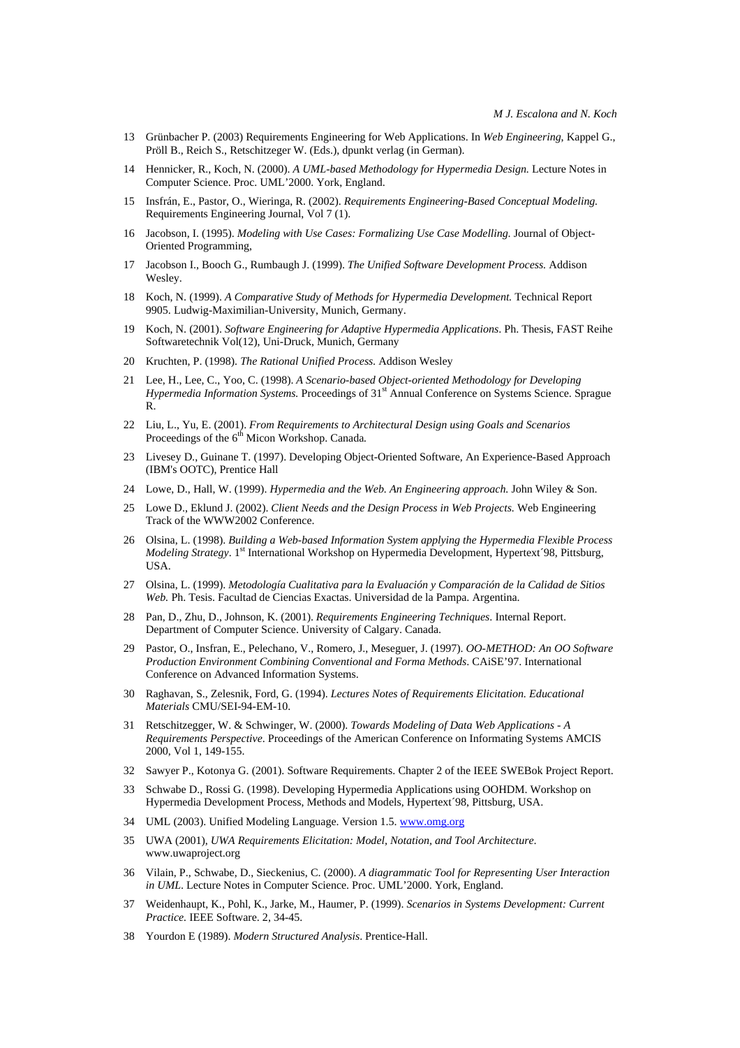13 Grünbacher P. (2003) Requirements Engineering for Web Applications. In *Web Engineering,* Kappel G., Pröll B., Reich S., Retschitzeger W. (Eds.), dpunkt verlag (in German).

14 Hennicker, R., Koch, N. (2000). *A UML-based Methodology for Hypermedia Design.* Lecture Notes in Computer Science. Proc. UML'2000. York, England.

15 Insfrán, E., Pastor, O., Wieringa, R. (2002). *Requirements Engineering-Based Conceptual Modeling.* Requirements Engineering Journal, Vol 7 (1).

16 Jacobson, I. (1995). *Modeling with Use Cases: Formalizing Use Case Modelling.* Journal of Object-Oriented Programming,

17 Jacobson I., Booch G., Rumbaugh J. (1999). *The Unified Software Development Process.* Addison Wesley.

18 Koch, N. (1999). *A Comparative Study of Methods for Hypermedia Development.* Technical Report 9905. Ludwig-Maximilian-University, Munich, Germany.

19 Koch, N. (2001). *Software Engineering for Adaptive Hypermedia Applications*. Ph. Thesis, FAST Reihe Softwaretechnik Vol(12), Uni-Druck, Munich, Germany

20 Kruchten, P. (1998). *The Rational Unified Process.* Addison Wesley

21 Lee, H., Lee, C., Yoo, C. (1998). *A Scenario-based Object-oriented Methodology for Developing Hypermedia Information Systems.* Proceedings of 31st Annual Conference on Systems Science. Sprague R.

22 Liu, L., Yu, E. (2001). *From Requirements to Architectural Design using Goals and Scenarios* Proceedings of the 6th Micon Workshop. Canada*.*

23 Livesey D., Guinane T. (1997). Developing Object-Oriented Software, An Experience-Based Approach (IBM's OOTC), Prentice Hall

24 Lowe, D., Hall, W. (1999). *Hypermedia and the Web. An Engineering approach.* John Wiley & Son.

25 Lowe D., Eklund J. (2002). *Client Needs and the Design Process in Web Projects.* Web Engineering Track of the WWW2002 Conference.

26 Olsina, L. (1998). *Building a Web-based Information System applying the Hypermedia Flexible Process Modeling Strategy*. 1st International Workshop on Hypermedia Development, Hypertext´98, Pittsburg, USA.

27 Olsina, L. (1999). *Metodología Cualitativa para la Evaluación y Comparación de la Calidad de Sitios Web.* Ph. Tesis. Facultad de Ciencias Exactas. Universidad de la Pampa. Argentina.

28 Pan, D., Zhu, D., Johnson, K. (2001). *Requirements Engineering Techniques*. Internal Report. Department of Computer Science. University of Calgary. Canada.

29 Pastor, O., Insfran, E., Pelechano, V., Romero, J., Meseguer, J. (1997). *OO-METHOD: An OO Software Production Environment Combining Conventional and Forma Methods*. CAiSE'97. International Conference on Advanced Information Systems.

30 Raghavan, S., Zelesnik, Ford, G. (1994). *Lectures Notes of Requirements Elicitation. Educational Materials* CMU/SEI-94-EM-10.

31 Retschitzegger, W. & Schwinger, W. (2000). *Towards Modeling of Data Web Applications - A Requirements Perspective*. Proceedings of the American Conference on Informating Systems AMCIS 2000, Vol 1, 149-155.

32 Sawyer P., Kotonya G. (2001). Software Requirements. Chapter 2 of the IEEE SWEBok Project Report.

33 Schwabe D., Rossi G. (1998). Developing Hypermedia Applications using OOHDM. Workshop on Hypermedia Development Process, Methods and Models, Hypertext´98, Pittsburg, USA.

34 UML (2003). Unified Modeling Language. Version 1.5. www.omg.org

35 UWA (2001), *UWA Requirements Elicitation: Model, Notation, and Tool Architecture*. www.uwaproject.org

36 Vilain, P., Schwabe, D., Sieckenius, C. (2000). *A diagrammatic Tool for Representing User Interaction in UML*. Lecture Notes in Computer Science. Proc. UML'2000. York, England.

37 Weidenhaupt, K., Pohl, K., Jarke, M., Haumer, P. (1999). *Scenarios in Systems Development: Current Practice*. IEEE Software. 2, 34-45.

38 Yourdon E (1989). *Modern Structured Analysis*. Prentice-Hall.